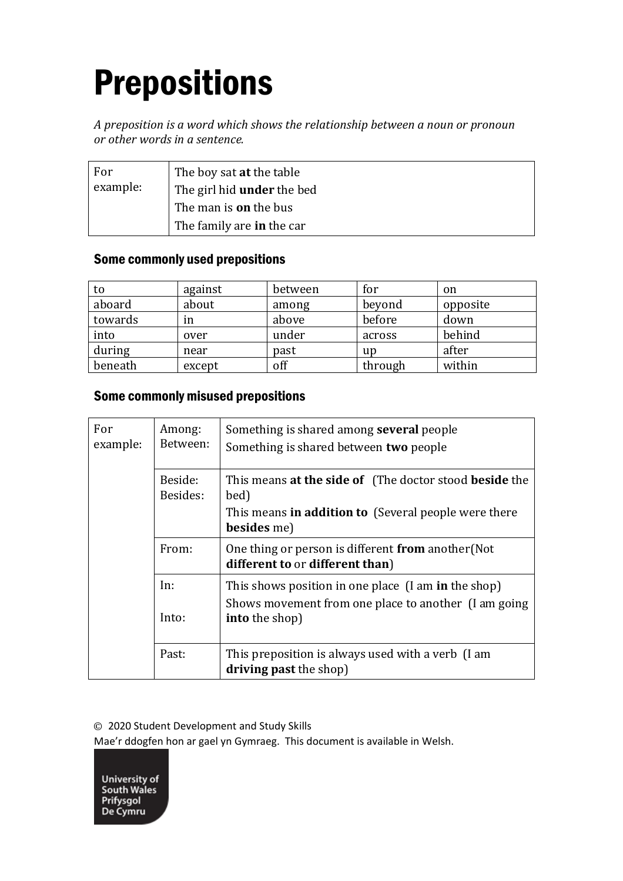# Prepositions

*A preposition is a word which shows the relationship between a noun or pronoun or other words in a sentence.*

| For example: | |
|---|---|
| | The boy sat **at** the table |
| | The girl hid **under** the bed |
| | The man is **on** the bus |
| | The family are **in** the car |

### Some commonly used prepositions

| | | | | |
|---|---|---|---|---|
| to | against | between | for | on |
| aboard | about | among | beyond | opposite |
| towards | in | above | before | down |
| into | over | under | across | behind |
| during | near | past | up | after |
| beneath | except | off | through | within |

### Some commonly misused prepositions

| For example: | | |
|---|---|---|
| | Among: Between: | Something is shared among **several** people<br>Something is shared between **two** people |
| | Beside: Besides: | This means **at the side of** (The doctor stood **beside** the bed)<br>This means **in addition to** (Several people were there **besides** me) |
| | From: | One thing or person is different **from** another(Not **different to** or **different than**) |
| | In:<br>Into: | This shows position in one place (I am **in** the shop)<br>Shows movement from one place to another (I am going **into** the shop) |
| | Past: | This preposition is always used with a verb (I am **driving past** the shop) |

© 2020 Student Development and Study Skills
Mae'r ddogfen hon ar gael yn Gymraeg. This document is available in Welsh.

University of South Wales
Prifysgol De Cymru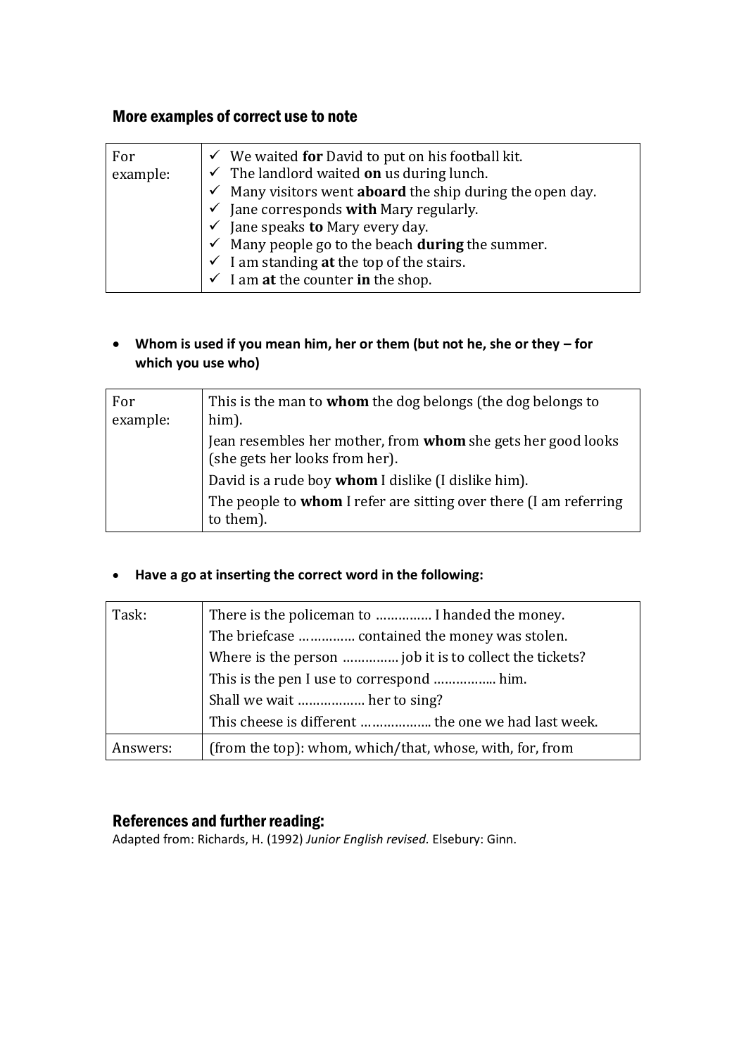## More examples of correct use to note

| | |
|---|---|
| For example: | ✓ We waited **for** David to put on his football kit.<br>✓ The landlord waited **on** us during lunch.<br>✓ Many visitors went **aboard** the ship during the open day.<br>✓ Jane corresponds **with** Mary regularly.<br>✓ Jane speaks **to** Mary every day.<br>✓ Many people go to the beach **during** the summer.<br>✓ I am standing **at** the top of the stairs.<br>✓ I am **at** the counter **in** the shop. |

- **Whom is used if you mean him, her or them (but not he, she or they – for which you use who)**

| | |
|---|---|
| For example: | This is the man to **whom** the dog belongs (the dog belongs to him).<br>Jean resembles her mother, from **whom** she gets her good looks (she gets her looks from her).<br>David is a rude boy **whom** I dislike (I dislike him).<br>The people to **whom** I refer are sitting over there (I am referring to them). |

- **Have a go at inserting the correct word in the following:**

| | |
|---|---|
| Task: | There is the policeman to …………… I handed the money.<br>The briefcase …………… contained the money was stolen.<br>Where is the person …………… job it is to collect the tickets?<br>This is the pen I use to correspond …………….. him.<br>Shall we wait ……………… her to sing?<br>This cheese is different ……………….. the one we had last week. |
| Answers: | (from the top): whom, which/that, whose, with, for, from |

## References and further reading:

Adapted from: Richards, H. (1992) *Junior English revised.* Elsebury: Ginn.